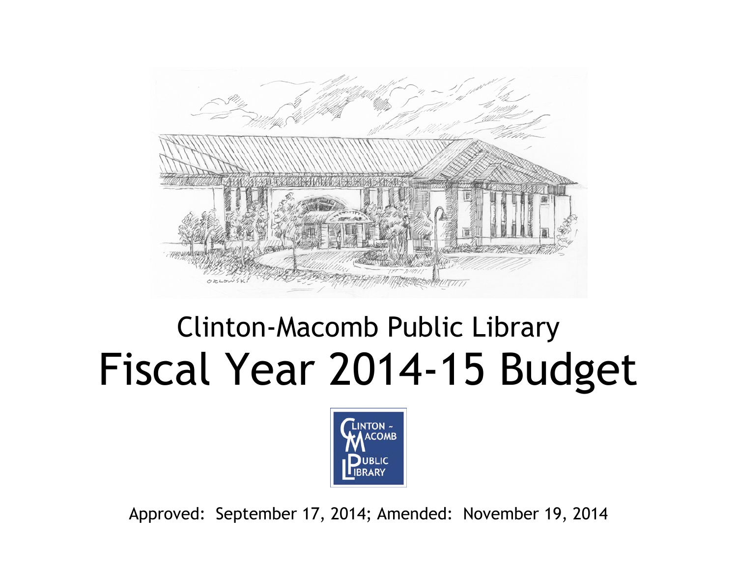# Clinton-Macomb Public Library

# Fiscal Year 2014-15 Budget

Approved: September 17, 2014; Amended: November 19, 2014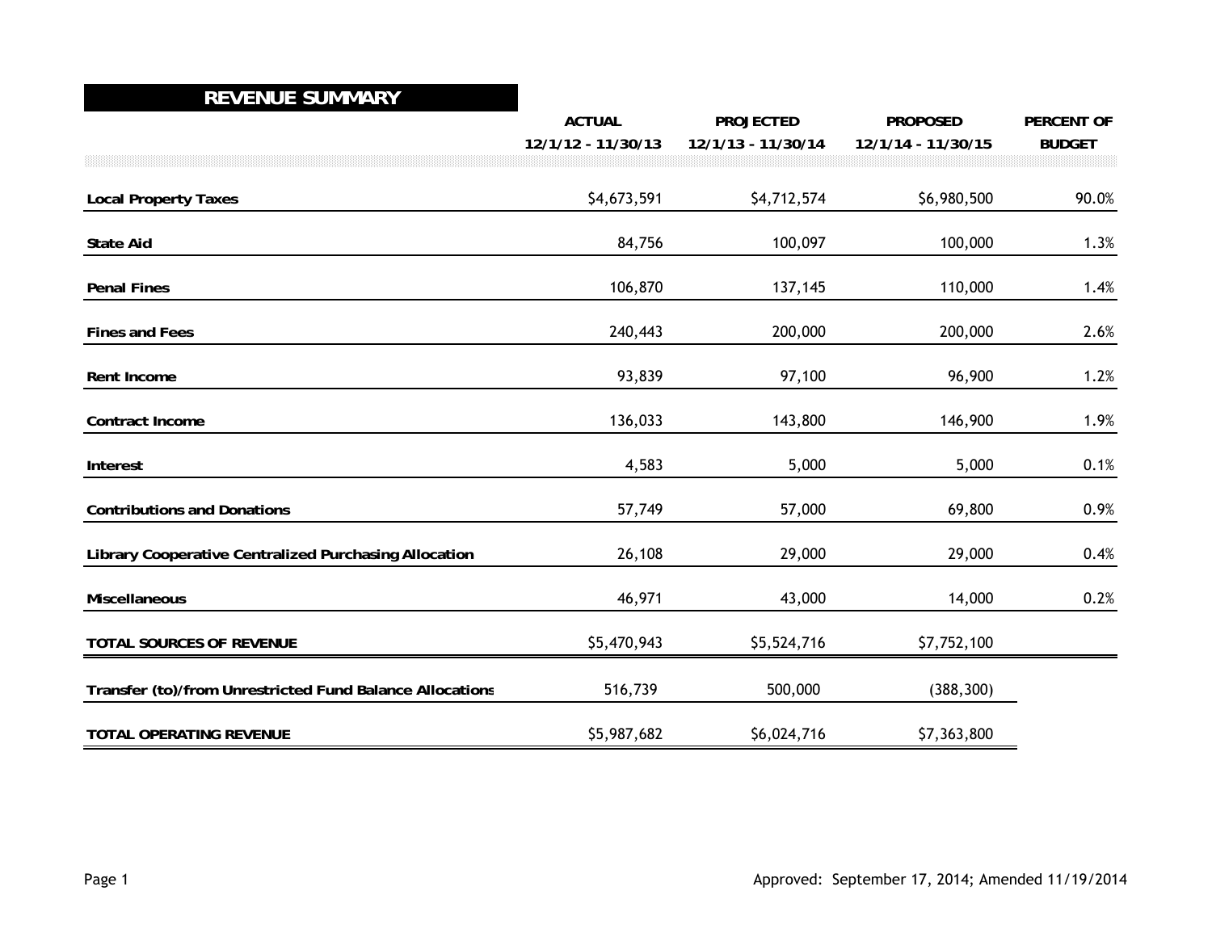## REVENUE SUMMARY

| | ACTUAL 12/1/12 - 11/30/13 | PROJECTED 12/1/13 - 11/30/14 | PROPOSED 12/1/14 - 11/30/15 | PERCENT OF BUDGET |
|---|---|---|---|---|
| **Local Property Taxes** | $4,673,591 | $4,712,574 | $6,980,500 | 90.0% |
| **State Aid** | 84,756 | 100,097 | 100,000 | 1.3% |
| **Penal Fines** | 106,870 | 137,145 | 110,000 | 1.4% |
| **Fines and Fees** | 240,443 | 200,000 | 200,000 | 2.6% |
| **Rent Income** | 93,839 | 97,100 | 96,900 | 1.2% |
| **Contract Income** | 136,033 | 143,800 | 146,900 | 1.9% |
| **Interest** | 4,583 | 5,000 | 5,000 | 0.1% |
| **Contributions and Donations** | 57,749 | 57,000 | 69,800 | 0.9% |
| **Library Cooperative Centralized Purchasing Allocation** | 26,108 | 29,000 | 29,000 | 0.4% |
| **Miscellaneous** | 46,971 | 43,000 | 14,000 | 0.2% |
| **TOTAL SOURCES OF REVENUE** | $5,470,943 | $5,524,716 | $7,752,100 | |
| **Transfer (to)/from Unrestricted Fund Balance Allocations** | 516,739 | 500,000 | (388,300) | |
| **TOTAL OPERATING REVENUE** | $5,987,682 | $6,024,716 | $7,363,800 | |

Approved: September 17, 2014; Amended 11/19/2014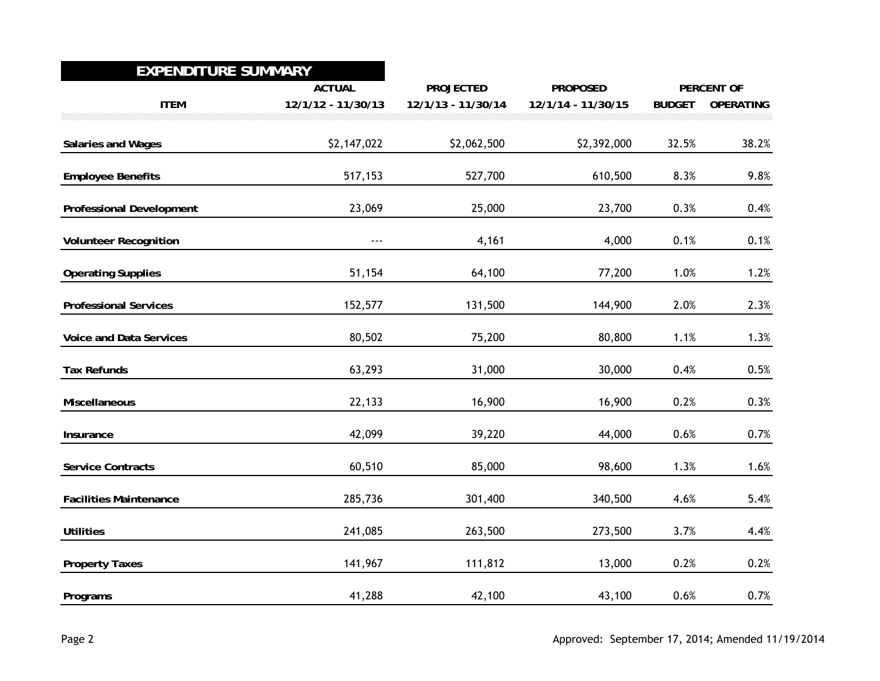# EXPENDITURE SUMMARY

| ITEM | ACTUAL 12/1/12 - 11/30/13 | PROJECTED 12/1/13 - 11/30/14 | PROPOSED 12/1/14 - 11/30/15 | PERCENT OF BUDGET | PERCENT OF OPERATING |
|---|---|---|---|---|---|
| **Salaries and Wages** | $2,147,022 | $2,062,500 | $2,392,000 | 32.5% | 38.2% |
| **Employee Benefits** | 517,153 | 527,700 | 610,500 | 8.3% | 9.8% |
| **Professional Development** | 23,069 | 25,000 | 23,700 | 0.3% | 0.4% |
| **Volunteer Recognition** | --- | 4,161 | 4,000 | 0.1% | 0.1% |
| **Operating Supplies** | 51,154 | 64,100 | 77,200 | 1.0% | 1.2% |
| **Professional Services** | 152,577 | 131,500 | 144,900 | 2.0% | 2.3% |
| **Voice and Data Services** | 80,502 | 75,200 | 80,800 | 1.1% | 1.3% |
| **Tax Refunds** | 63,293 | 31,000 | 30,000 | 0.4% | 0.5% |
| **Miscellaneous** | 22,133 | 16,900 | 16,900 | 0.2% | 0.3% |
| **Insurance** | 42,099 | 39,220 | 44,000 | 0.6% | 0.7% |
| **Service Contracts** | 60,510 | 85,000 | 98,600 | 1.3% | 1.6% |
| **Facilities Maintenance** | 285,736 | 301,400 | 340,500 | 4.6% | 5.4% |
| **Utilities** | 241,085 | 263,500 | 273,500 | 3.7% | 4.4% |
| **Property Taxes** | 141,967 | 111,812 | 13,000 | 0.2% | 0.2% |
| **Programs** | 41,288 | 42,100 | 43,100 | 0.6% | 0.7% |

Approved: September 17, 2014; Amended 11/19/2014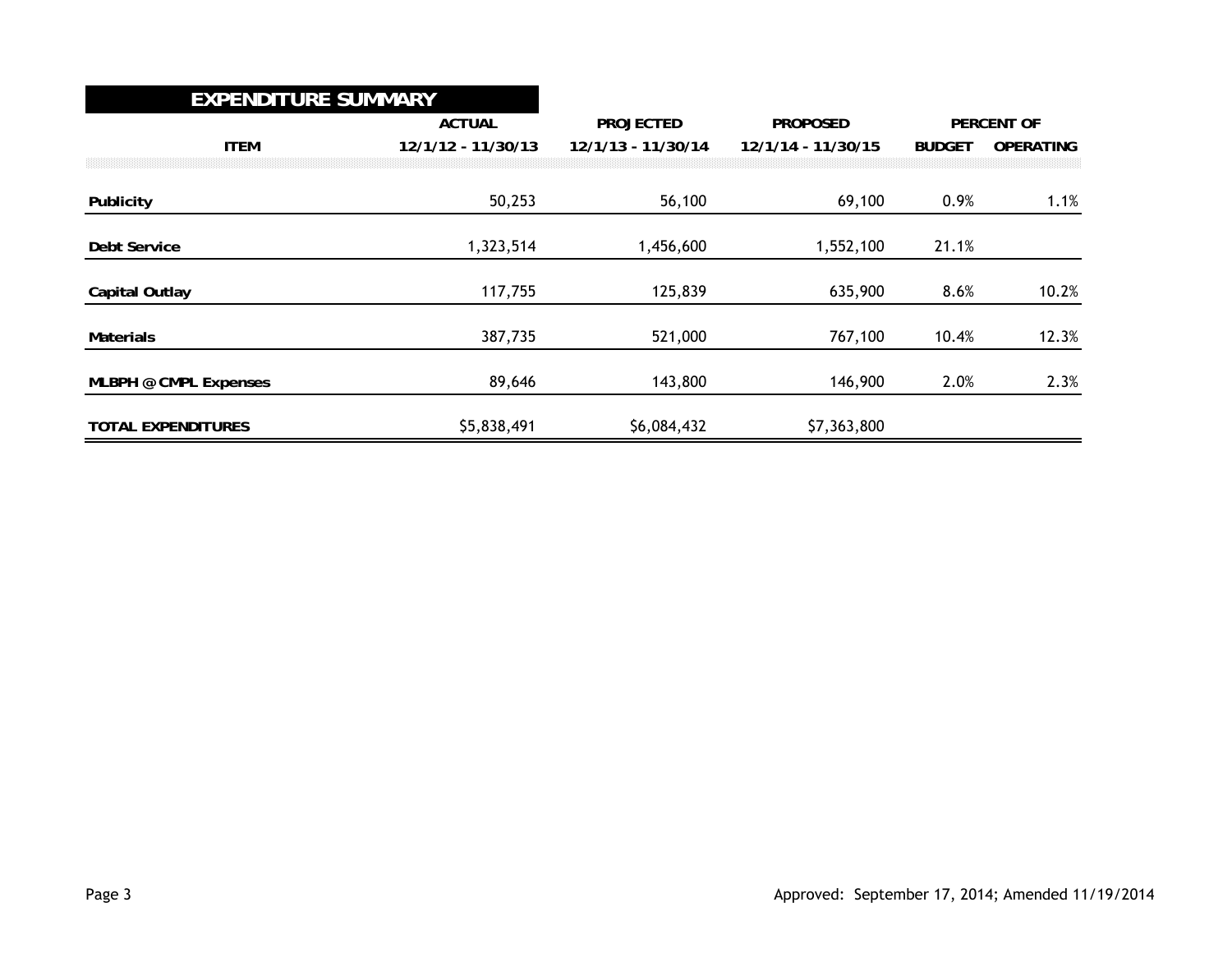## EXPENDITURE SUMMARY

| ITEM | ACTUAL 12/1/12 - 11/30/13 | PROJECTED 12/1/13 - 11/30/14 | PROPOSED 12/1/14 - 11/30/15 | PERCENT OF BUDGET | PERCENT OF OPERATING |
|---|---|---|---|---|---|
| **Publicity** | 50,253 | 56,100 | 69,100 | 0.9% | 1.1% |
| **Debt Service** | 1,323,514 | 1,456,600 | 1,552,100 | 21.1% | |
| **Capital Outlay** | 117,755 | 125,839 | 635,900 | 8.6% | 10.2% |
| **Materials** | 387,735 | 521,000 | 767,100 | 10.4% | 12.3% |
| **MLBPH @ CMPL Expenses** | 89,646 | 143,800 | 146,900 | 2.0% | 2.3% |
| **TOTAL EXPENDITURES** | $5,838,491 | $6,084,432 | $7,363,800 | | |

Approved: September 17, 2014; Amended 11/19/2014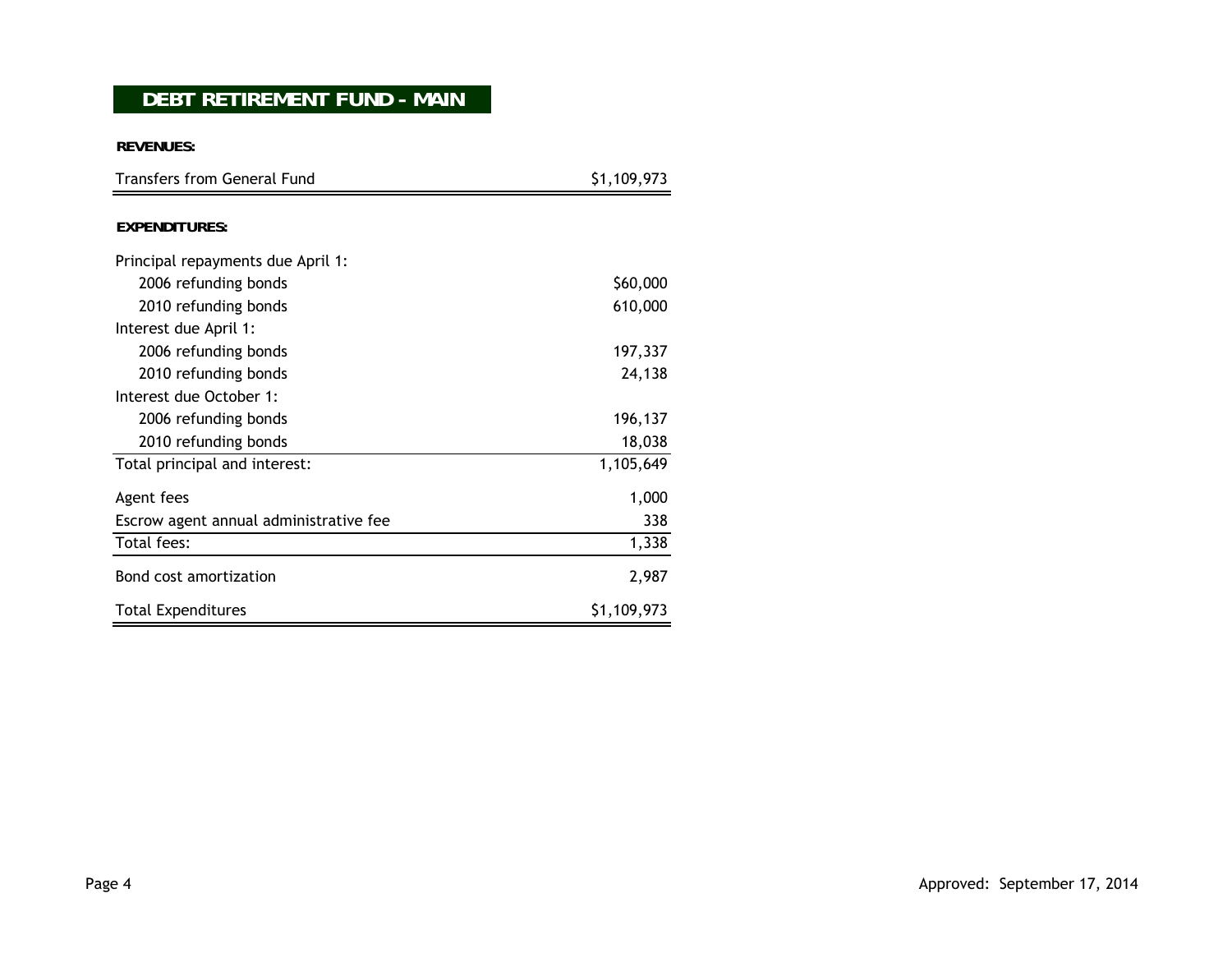## DEBT RETIREMENT FUND - MAIN

**REVENUES:**

| | |
|---|---|
| Transfers from General Fund | $1,109,973 |

**EXPENDITURES:**

| | |
|---|---|
| Principal repayments due April 1: | |
| 2006 refunding bonds | $60,000 |
| 2010 refunding bonds | 610,000 |
| Interest due April 1: | |
| 2006 refunding bonds | 197,337 |
| 2010 refunding bonds | 24,138 |
| Interest due October 1: | |
| 2006 refunding bonds | 196,137 |
| 2010 refunding bonds | 18,038 |
| Total principal and interest: | 1,105,649 |
| Agent fees | 1,000 |
| Escrow agent annual administrative fee | 338 |
| Total fees: | 1,338 |
| Bond cost amortization | 2,987 |
| Total Expenditures | $1,109,973 |

Approved: September 17, 2014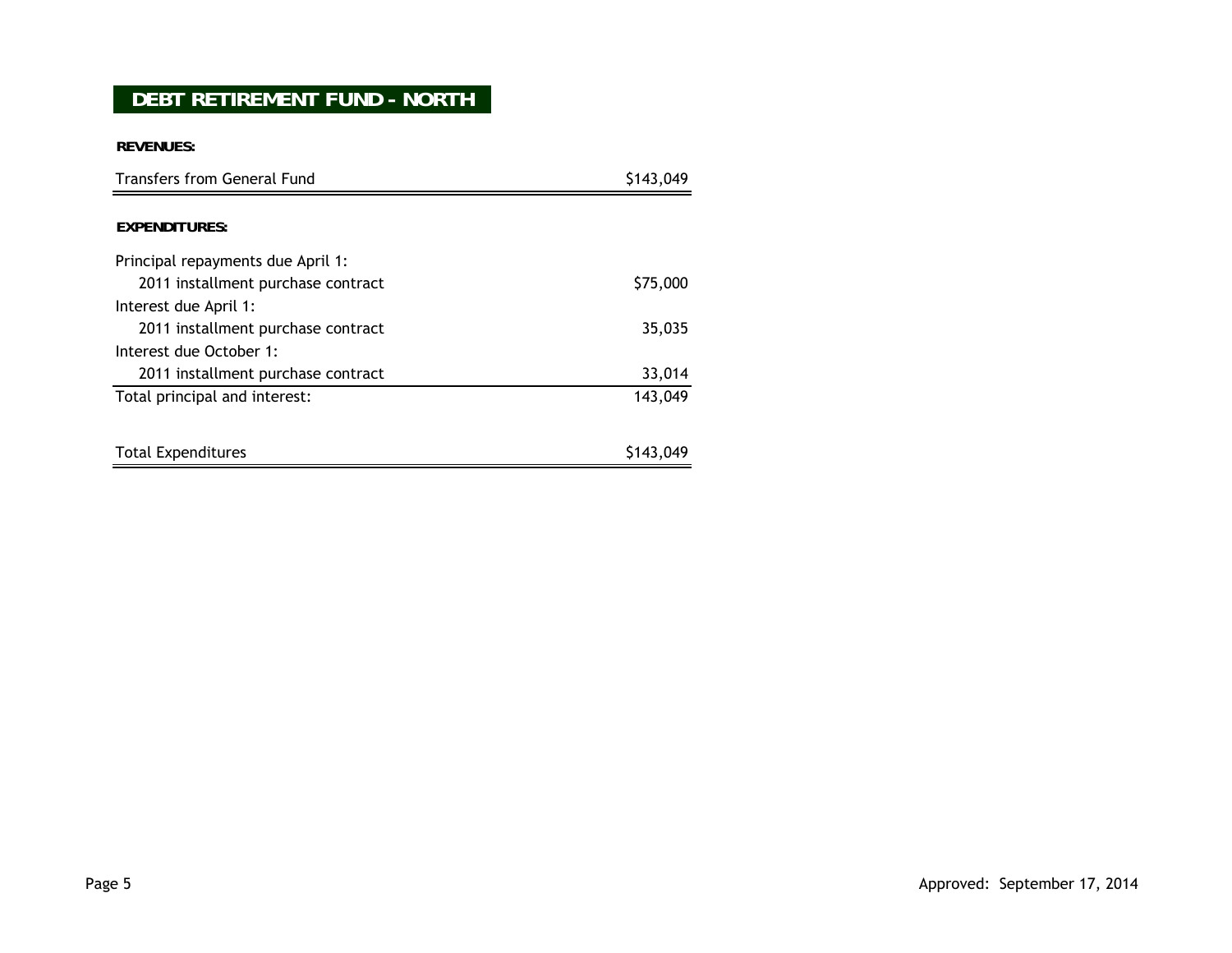# DEBT RETIREMENT FUND - NORTH

**REVENUES:**

| | |
|---|---|
| Transfers from General Fund | $143,049 |

**EXPENDITURES:**

| | |
|---|---|
| Principal repayments due April 1: | |
| 2011 installment purchase contract | $75,000 |
| Interest due April 1: | |
| 2011 installment purchase contract | 35,035 |
| Interest due October 1: | |
| 2011 installment purchase contract | 33,014 |
| Total principal and interest: | 143,049 |
| | |
| Total Expenditures | $143,049 |

Approved: September 17, 2014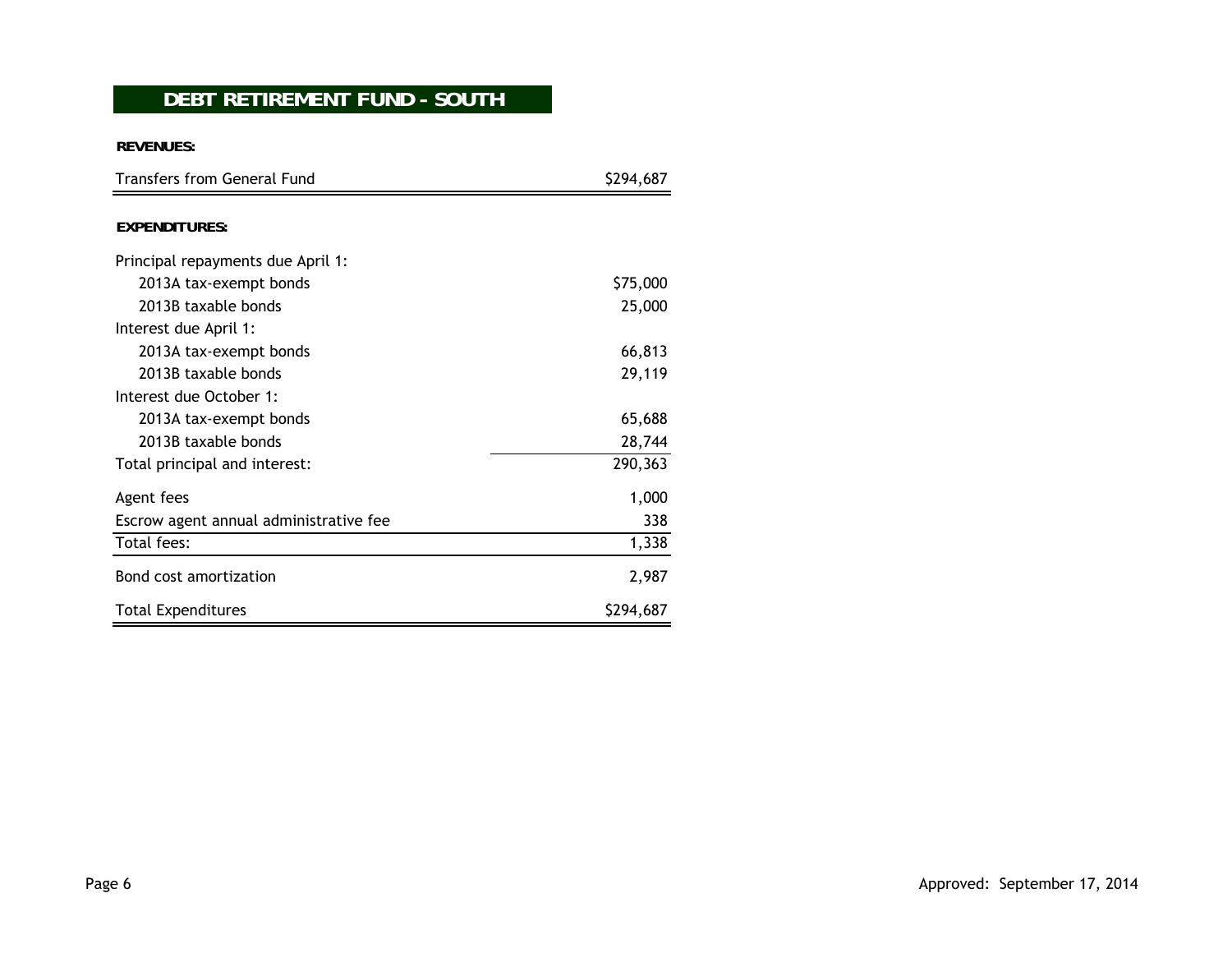## DEBT RETIREMENT FUND - SOUTH

**REVENUES:**

| | |
|---|---|
| Transfers from General Fund | $294,687 |

**EXPENDITURES:**

| | |
|---|---|
| Principal repayments due April 1: | |
| 2013A tax-exempt bonds | $75,000 |
| 2013B taxable bonds | 25,000 |
| Interest due April 1: | |
| 2013A tax-exempt bonds | 66,813 |
| 2013B taxable bonds | 29,119 |
| Interest due October 1: | |
| 2013A tax-exempt bonds | 65,688 |
| 2013B taxable bonds | 28,744 |
| Total principal and interest: | 290,363 |
| Agent fees | 1,000 |
| Escrow agent annual administrative fee | 338 |
| Total fees: | 1,338 |
| Bond cost amortization | 2,987 |
| Total Expenditures | $294,687 |

Approved: September 17, 2014